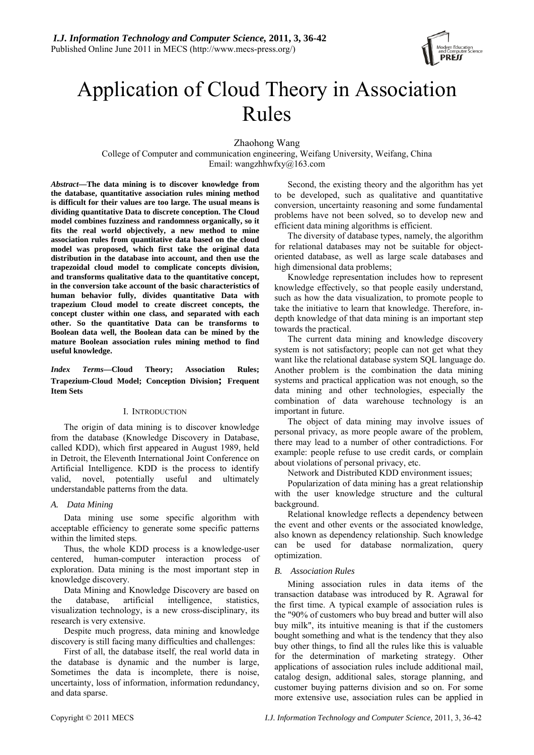# Application of Cloud Theory in Association Rules

Zhaohong Wang

College of Computer and communication engineering, Weifang University, Weifang, China

Email: wangzhhwfxy@163.com

***Abstract*—The data mining is to discover knowledge from the database, quantitative association rules mining method is difficult for their values are too large. The usual means is dividing quantitative Data to discrete conception. The Cloud model combines fuzziness and randomness organically, so it fits the real world objectively, a new method to mine association rules from quantitative data based on the cloud model was proposed, which first take the original data distribution in the database into account, and then use the trapezoidal cloud model to complicate concepts division, and transforms qualitative data to the quantitative concept, in the conversion take account of the basic characteristics of human behavior fully, divides quantitative Data with trapezium Cloud model to create discreet concepts, the concept cluster within one class, and separated with each other. So the quantitative Data can be transforms to Boolean data well, the Boolean data can be mined by the mature Boolean association rules mining method to find useful knowledge.**

***Index Terms*—Cloud Theory; Association Rules; Trapezium-Cloud Model; Conception Division; Frequent Item Sets**

## I. Introduction

The origin of data mining is to discover knowledge from the database (Knowledge Discovery in Database, called KDD), which first appeared in August 1989, held in Detroit, the Eleventh International Joint Conference on Artificial Intelligence. KDD is the process to identify valid, novel, potentially useful and ultimately understandable patterns from the data.

### *A. Data Mining*

Data mining use some specific algorithm with acceptable efficiency to generate some specific patterns within the limited steps.

Thus, the whole KDD process is a knowledge-user centered, human-computer interaction process of exploration. Data mining is the most important step in knowledge discovery.

Data Mining and Knowledge Discovery are based on the database, artificial intelligence, statistics, visualization technology, is a new cross-disciplinary, its research is very extensive.

Despite much progress, data mining and knowledge discovery is still facing many difficulties and challenges:

First of all, the database itself, the real world data in the database is dynamic and the number is large, Sometimes the data is incomplete, there is noise, uncertainty, loss of information, information redundancy, and data sparse.

Second, the existing theory and the algorithm has yet to be developed, such as qualitative and quantitative conversion, uncertainty reasoning and some fundamental problems have not been solved, so to develop new and efficient data mining algorithms is efficient.

The diversity of database types, namely, the algorithm for relational databases may not be suitable for object-oriented database, as well as large scale databases and high dimensional data problems;

Knowledge representation includes how to represent knowledge effectively, so that people easily understand, such as how the data visualization, to promote people to take the initiative to learn that knowledge. Therefore, in-depth knowledge of that data mining is an important step towards the practical.

The current data mining and knowledge discovery system is not satisfactory; people can not get what they want like the relational database system SQL language do. Another problem is the combination the data mining systems and practical application was not enough, so the data mining and other technologies, especially the combination of data warehouse technology is an important in future.

The object of data mining may involve issues of personal privacy, as more people aware of the problem, there may lead to a number of other contradictions. For example: people refuse to use credit cards, or complain about violations of personal privacy, etc.

Network and Distributed KDD environment issues;

Popularization of data mining has a great relationship with the user knowledge structure and the cultural background.

Relational knowledge reflects a dependency between the event and other events or the associated knowledge, also known as dependency relationship. Such knowledge can be used for database normalization, query optimization.

### *B. Association Rules*

Mining association rules in data items of the transaction database was introduced by R. Agrawal for the first time. A typical example of association rules is the "90% of customers who buy bread and butter will also buy milk", its intuitive meaning is that if the customers bought something and what is the tendency that they also buy other things, to find all the rules like this is valuable for the determination of marketing strategy. Other applications of association rules include additional mail, catalog design, additional sales, storage planning, and customer buying patterns division and so on. For some more extensive use, association rules can be applied in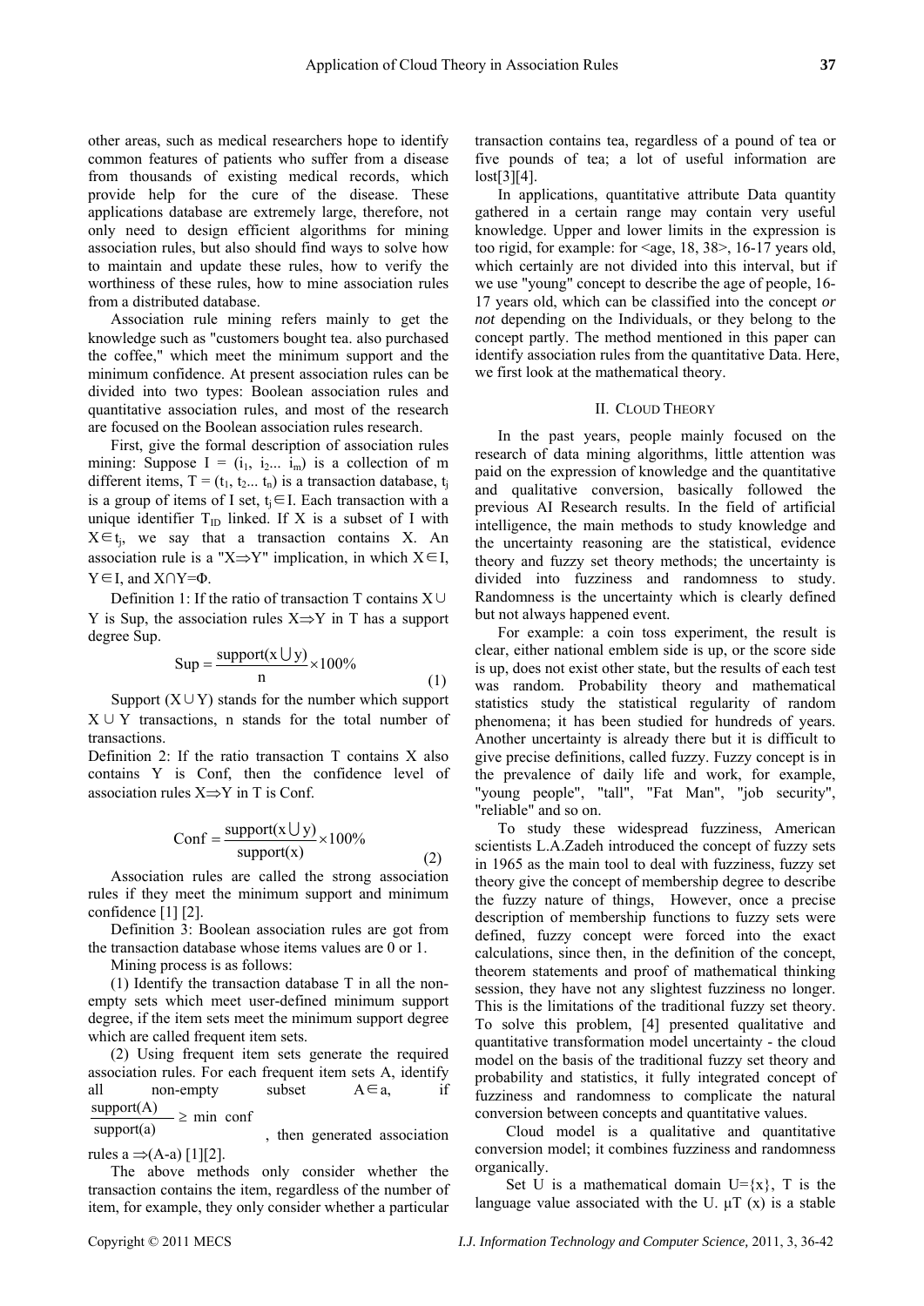other areas, such as medical researchers hope to identify common features of patients who suffer from a disease from thousands of existing medical records, which provide help for the cure of the disease. These applications database are extremely large, therefore, not only need to design efficient algorithms for mining association rules, but also should find ways to solve how to maintain and update these rules, how to verify the worthiness of these rules, how to mine association rules from a distributed database.

Association rule mining refers mainly to get the knowledge such as "customers bought tea. also purchased the coffee," which meet the minimum support and the minimum confidence. At present association rules can be divided into two types: Boolean association rules and quantitative association rules, and most of the research are focused on the Boolean association rules research.

First, give the formal description of association rules mining: Suppose $I = (i_1, i_2... i_m)$ is a collection of m different items, $T = (t_1, t_2... t_n)$ is a transaction database, $t_j$ is a group of items of I set, $t_j \in I$. Each transaction with a unique identifier $T_{ID}$ linked. If X is a subset of I with $X \in t_j$, we say that a transaction contains X. An association rule is a "$X \Rightarrow Y$" implication, in which $X \in I$, $Y \in I$, and $X \cap Y = \Phi$.

Definition 1: If the ratio of transaction T contains $X \cup Y$ is Sup, the association rules $X \Rightarrow Y$ in T has a support degree Sup.

$$\text{Sup} = \frac{\text{support}(x \cup y)}{n} \times 100\% \tag{1}$$

Support $(X \cup Y)$ stands for the number which support $X \cup Y$ transactions, n stands for the total number of transactions.

Definition 2: If the ratio transaction T contains X also contains Y is Conf, then the confidence level of association rules $X \Rightarrow Y$ in T is Conf.

$$\text{Conf} = \frac{\text{support}(x \cup y)}{\text{support}(x)} \times 100\% \tag{2}$$

Association rules are called the strong association rules if they meet the minimum support and minimum confidence [1] [2].

Definition 3: Boolean association rules are got from the transaction database whose items values are 0 or 1.

Mining process is as follows:

(1) Identify the transaction database T in all the non-empty sets which meet user-defined minimum support degree, if the item sets meet the minimum support degree which are called frequent item sets.

(2) Using frequent item sets generate the required association rules. For each frequent item sets A, identify all non-empty subset $A \in a$, if $\frac{\text{support}(A)}{\text{support}(a)} \geq \text{min conf}$, then generated association rules $a \Rightarrow (A\text{-}a)$ [1][2].

The above methods only consider whether the transaction contains the item, regardless of the number of item, for example, they only consider whether a particular transaction contains tea, regardless of a pound of tea or five pounds of tea; a lot of useful information are lost[3][4].

In applications, quantitative attribute Data quantity gathered in a certain range may contain very useful knowledge. Upper and lower limits in the expression is too rigid, for example: for <age, 18, 38>, 16-17 years old, which certainly are not divided into this interval, but if we use "young" concept to describe the age of people, 16-17 years old, which can be classified into the concept *or not* depending on the Individuals, or they belong to the concept partly. The method mentioned in this paper can identify association rules from the quantitative Data. Here, we first look at the mathematical theory.

## II. Cloud Theory

In the past years, people mainly focused on the research of data mining algorithms, little attention was paid on the expression of knowledge and the quantitative and qualitative conversion, basically followed the previous AI Research results. In the field of artificial intelligence, the main methods to study knowledge and the uncertainty reasoning are the statistical, evidence theory and fuzzy set theory methods; the uncertainty is divided into fuzziness and randomness to study. Randomness is the uncertainty which is clearly defined but not always happened event.

For example: a coin toss experiment, the result is clear, either national emblem side is up, or the score side is up, does not exist other state, but the results of each test was random. Probability theory and mathematical statistics study the statistical regularity of random phenomena; it has been studied for hundreds of years. Another uncertainty is already there but it is difficult to give precise definitions, called fuzzy. Fuzzy concept is in the prevalence of daily life and work, for example, "young people", "tall", "Fat Man", "job security", "reliable" and so on.

To study these widespread fuzziness, American scientists L.A.Zadeh introduced the concept of fuzzy sets in 1965 as the main tool to deal with fuzziness, fuzzy set theory give the concept of membership degree to describe the fuzzy nature of things, However, once a precise description of membership functions to fuzzy sets were defined, fuzzy concept were forced into the exact calculations, since then, in the definition of the concept, theorem statements and proof of mathematical thinking session, they have not any slightest fuzziness no longer. This is the limitations of the traditional fuzzy set theory. To solve this problem, [4] presented qualitative and quantitative transformation model uncertainty - the cloud model on the basis of the traditional fuzzy set theory and probability and statistics, it fully integrated concept of fuzziness and randomness to complicate the natural conversion between concepts and quantitative values.

Cloud model is a qualitative and quantitative conversion model; it combines fuzziness and randomness organically.

Set U is a mathematical domain $U=\{x\}$, T is the language value associated with the U. $\mu T(x)$ is a stable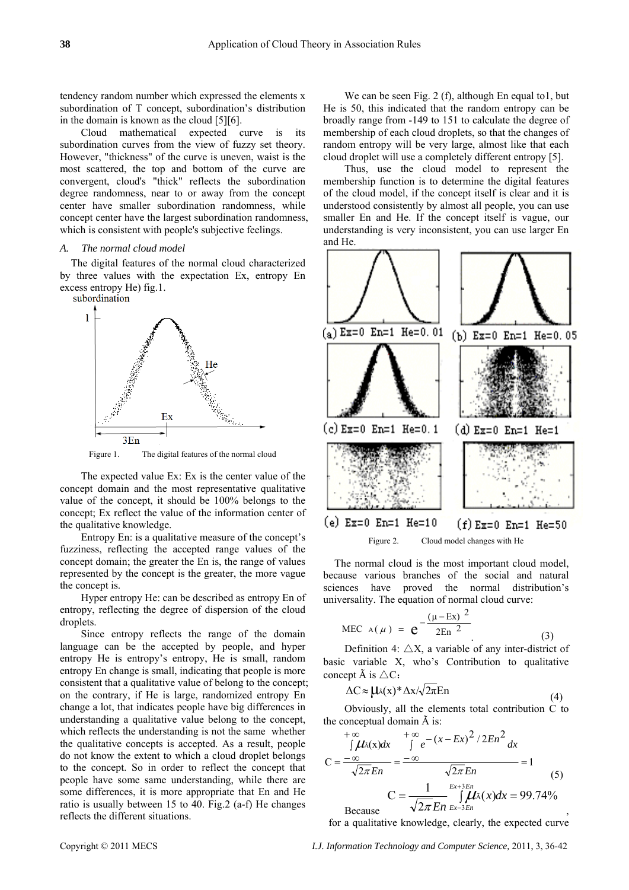tendency random number which expressed the elements x subordination of T concept, subordination's distribution in the domain is known as the cloud [5][6].

Cloud mathematical expected curve is its subordination curves from the view of fuzzy set theory. However, "thickness" of the curve is uneven, waist is the most scattered, the top and bottom of the curve are convergent, cloud's "thick" reflects the subordination degree randomness, near to or away from the concept center have smaller subordination randomness, while concept center have the largest subordination randomness, which is consistent with people's subjective feelings.

### *A. The normal cloud model*

The digital features of the normal cloud characterized by three values with the expectation Ex, entropy En excess entropy He) fig.1.

Figure 1. The digital features of the normal cloud

The expected value Ex: Ex is the center value of the concept domain and the most representative qualitative value of the concept, it should be 100% belongs to the concept; Ex reflect the value of the information center of the qualitative knowledge.

Entropy En: is a qualitative measure of the concept's fuzziness, reflecting the accepted range values of the concept domain; the greater the En is, the range of values represented by the concept is the greater, the more vague the concept is.

Hyper entropy He: can be described as entropy En of entropy, reflecting the degree of dispersion of the cloud droplets.

Since entropy reflects the range of the domain language can be the accepted by people, and hyper entropy He is entropy's entropy, He is small, random entropy En change is small, indicating that people is more consistent that a qualitative value of belong to the concept; on the contrary, if He is large, randomized entropy En change a lot, that indicates people have big differences in understanding a qualitative value belong to the concept, which reflects the understanding is not the same whether the qualitative concepts is accepted. As a result, people do not know the extent to which a cloud droplet belongs to the concept. So in order to reflect the concept that people have some same understanding, while there are some differences, it is more appropriate that En and He ratio is usually between 15 to 40. Fig.2 (a-f) He changes reflects the different situations.

We can be seen Fig. 2 (f), although En equal to1, but He is 50, this indicated that the random entropy can be broadly range from -149 to 151 to calculate the degree of membership of each cloud droplets, so that the changes of random entropy will be very large, almost like that each cloud droplet will use a completely different entropy [5].

Thus, use the cloud model to represent the membership function is to determine the digital features of the cloud model, if the concept itself is clear and it is understood consistently by almost all people, you can use smaller En and He. If the concept itself is vague, our understanding is very inconsistent, you can use larger En and He.

(a) Ex=0 En=1 He=0.01 (b) Ex=0 En=1 He=0.05
(c) Ex=0 En=1 He=0.1 (d) Ex=0 En=1 He=1
(e) Ex=0 En=1 He=10 (f) Ex=0 En=1 He=50

Figure 2. Cloud model changes with He

The normal cloud is the most important cloud model, because various branches of the social and natural sciences have proved the normal distribution's universality. The equation of normal cloud curve:

$$MEC_{A}(\mu) = e^{-\frac{(\mu - Ex)^2}{2En^2}} \tag{3}$$

Definition 4: $\triangle X$, a variable of any inter-district of basic variable X, who's Contribution to qualitative concept $\tilde{A}$ is $\triangle C$:

$$\Delta C \approx \mu_{\tilde{A}}(x) * \Delta x / \sqrt{2\pi} En \tag{4}$$

Obviously, all the elements total contribution C to the conceptual domain $\tilde{A}$ is:

$$C = \frac{\int_{-\infty}^{+\infty} \mu_{\tilde{A}}(x) dx}{\sqrt{2\pi} En} = \frac{\int_{-\infty}^{+\infty} e^{-(x-Ex)^2/2En^2} dx}{\sqrt{2\pi} En} = 1 \tag{5}$$

Because $C = \frac{1}{\sqrt{2\pi} En} \int_{Ex-3En}^{Ex+3En} \mu_{\tilde{A}}(x) dx = 99.74\%$,

for a qualitative knowledge, clearly, the expected curve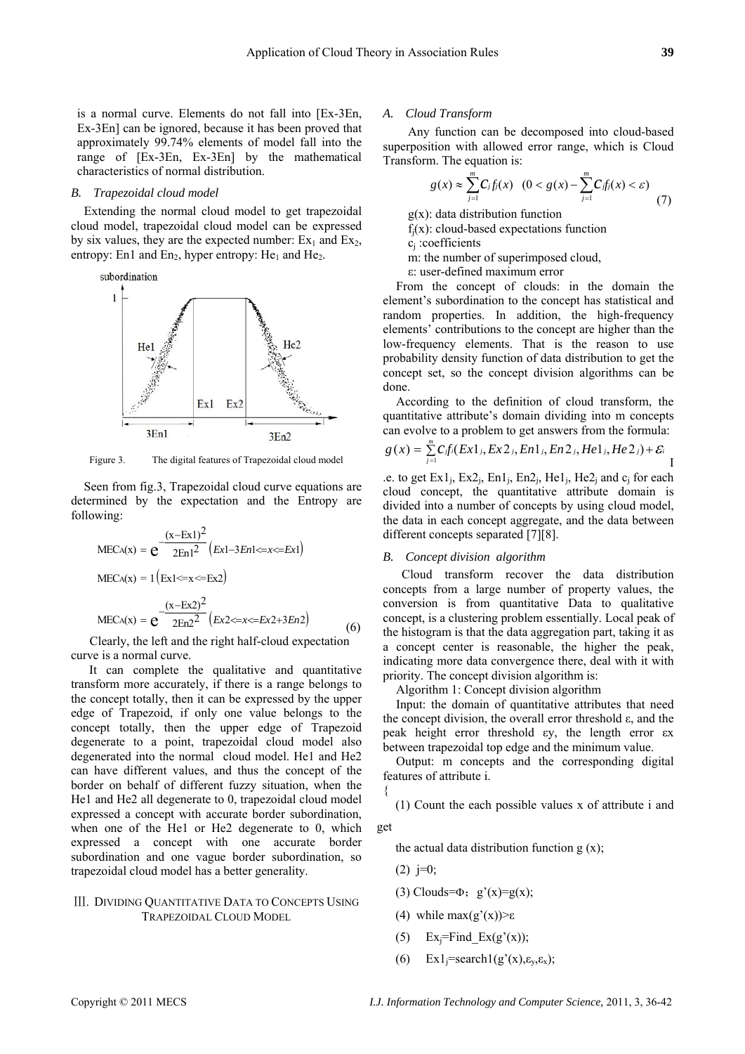is a normal curve. Elements do not fall into [Ex-3En, Ex-3En] can be ignored, because it has been proved that approximately 99.74% elements of model fall into the range of [Ex-3En, Ex-3En] by the mathematical characteristics of normal distribution.

### B. Trapezoidal cloud model

Extending the normal cloud model to get trapezoidal cloud model, trapezoidal cloud model can be expressed by six values, they are the expected number: $Ex_1$ and $Ex_2$, entropy: En1 and $En_2$, hyper entropy: $He_1$ and $He_2$.

Figure 3. The digital features of Trapezoidal cloud model

Seen from fig.3, Trapezoidal cloud curve equations are determined by the expectation and the Entropy are following:

$$MEC_A(x) = e^{-\frac{(x-Ex1)^2}{2En1^2}} \left(Ex1-3En1 <= x <= Ex1\right)$$

$$MEC_A(x) = 1 \left(Ex1 <= x <= Ex2\right)$$

$$MEC_A(x) = e^{-\frac{(x-Ex2)^2}{2En2^2}} \left(Ex2 <= x <= Ex2+3En2\right) \tag{6}$$

Clearly, the left and the right half-cloud expectation curve is a normal curve.

It can complete the qualitative and quantitative transform more accurately, if there is a range belongs to the concept totally, then it can be expressed by the upper edge of Trapezoid, if only one value belongs to the concept totally, then the upper edge of Trapezoid degenerate to a point, trapezoidal cloud model also degenerated into the normal cloud model. He1 and He2 can have different values, and thus the concept of the border on behalf of different fuzzy situation, when the He1 and He2 all degenerate to 0, trapezoidal cloud model expressed a concept with accurate border subordination, when one of the He1 or He2 degenerate to 0, which expressed a concept with one accurate border subordination and one vague border subordination, so trapezoidal cloud model has a better generality.

## III. Dividing Quantitative Data to Concepts Using Trapezoidal Cloud Model

### A. Cloud Transform

Any function can be decomposed into cloud-based superposition with allowed error range, which is Cloud Transform. The equation is:

$$g(x) \approx \sum_{j=1}^{m} C_j f_j(x) \quad (0 < g(x) - \sum_{j=1}^{m} C_j f_j(x) < \varepsilon) \tag{7}$$

g(x): data distribution function

$f_j(x)$: cloud-based expectations function

$c_j$ :coefficients

m: the number of superimposed cloud,

ε: user-defined maximum error

From the concept of clouds: in the domain the element's subordination to the concept has statistical and random properties. In addition, the high-frequency elements' contributions to the concept are higher than the low-frequency elements. That is the reason to use probability density function of data distribution to get the concept set, so the concept division algorithms can be done.

According to the definition of cloud transform, the quantitative attribute's domain dividing into m concepts can evolve to a problem to get answers from the formula:

$$g(x) = \sum_{j=1}^{m} c_j f_j(Ex1_j, Ex2_j, En1_j, En2_j, He1_j, He2_j) + \varepsilon_i$$

I.e. to get $Ex1_j$, $Ex2_j$, $En1_j$, $En2_j$, $He1_j$, $He2_j$ and $c_j$ for each cloud concept, the quantitative attribute domain is divided into a number of concepts by using cloud model, the data in each concept aggregate, and the data between different concepts separated [7][8].

### B. Concept division algorithm

Cloud transform recover the data distribution concepts from a large number of property values, the conversion is from quantitative Data to qualitative concept, is a clustering problem essentially. Local peak of the histogram is that the data aggregation part, taking it as a concept center is reasonable, the higher the peak, indicating more data convergence there, deal with it with priority. The concept division algorithm is:

Algorithm 1: Concept division algorithm

Input: the domain of quantitative attributes that need the concept division, the overall error threshold ε, and the peak height error threshold εy, the length error εx between trapezoidal top edge and the minimum value.

Output: m concepts and the corresponding digital features of attribute i.

{

(1) Count the each possible values x of attribute i and get the actual data distribution function g (x);

(2) j=0;

(3) Clouds=Φ； g'(x)=g(x);

(4) while max(g'(x))>ε

(5) $Ex_j$=Find_Ex(g'(x));

(6) $Ex1_j$=search1(g'(x),$\varepsilon_y$,$\varepsilon_x$);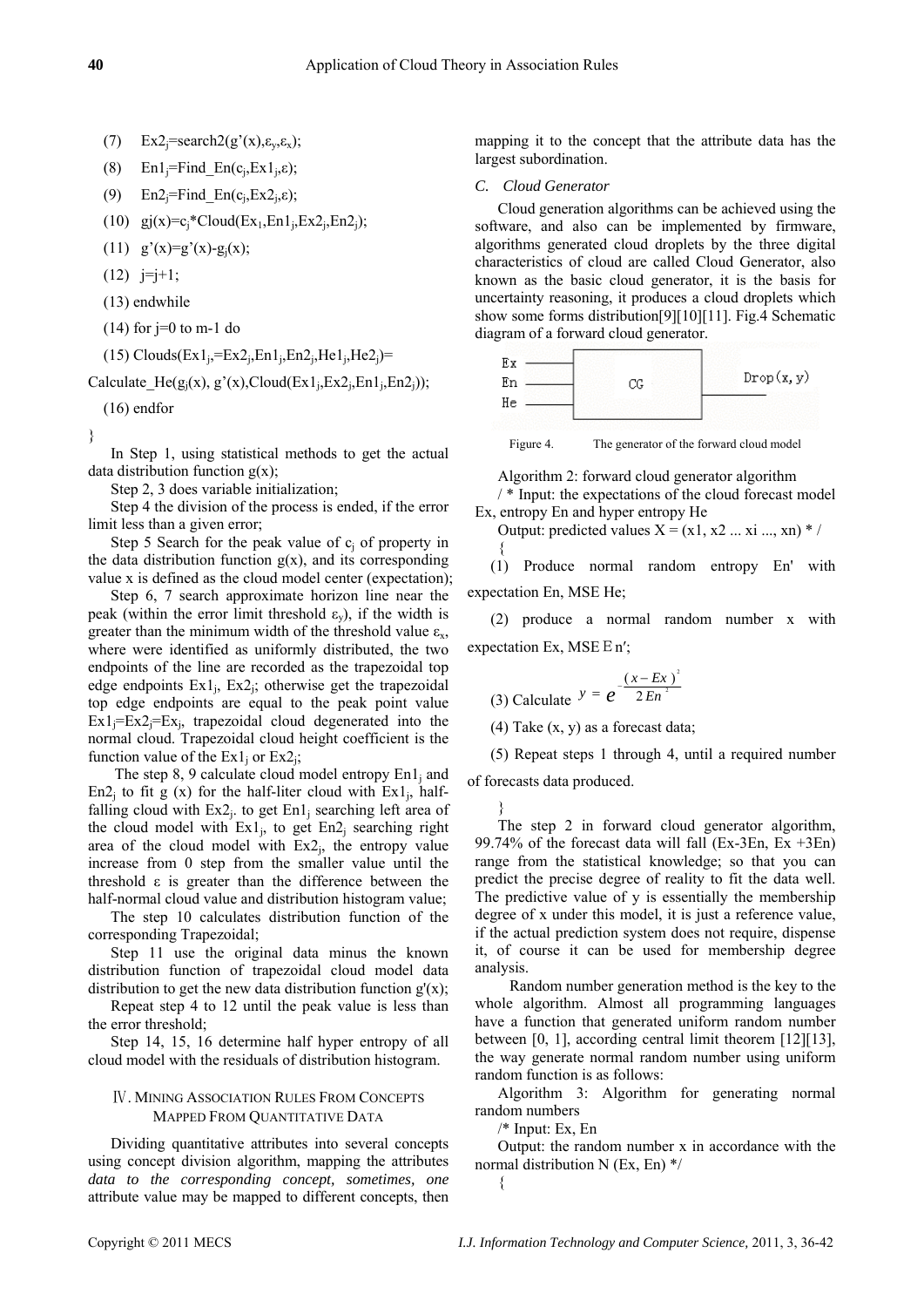(7) $Ex2_j$=search2(g'(x),$\varepsilon_y$,$\varepsilon_x$);

(8) $En1_j$=Find_En($c_j$,$Ex1_j$,$\varepsilon$);

(9) $En2_j$=Find_En($c_j$,$Ex2_j$,$\varepsilon$);

(10) gj(x)=$c_j$*Cloud($Ex_1$,$En1_j$,$Ex2_j$,$En2_j$);

(11) g'(x)=g'(x)-$g_j$(x);

(12) j=j+1;

(13) endwhile

(14) for j=0 to m-1 do

(15) Clouds($Ex1_j$,=$Ex2_j$,$En1_j$,$En2_j$,$He1_j$,$He2_j$)=

Calculate_He($g_j$(x), g'(x),Cloud($Ex1_j$,$Ex2_j$,$En1_j$,$En2_j$));

(16) endfor

}

In Step 1, using statistical methods to get the actual data distribution function g(x);

Step 2, 3 does variable initialization;

Step 4 the division of the process is ended, if the error limit less than a given error;

Step 5 Search for the peak value of $c_j$ of property in the data distribution function g(x), and its corresponding value x is defined as the cloud model center (expectation);

Step 6, 7 search approximate horizon line near the peak (within the error limit threshold $\varepsilon_y$), if the width is greater than the minimum width of the threshold value $\varepsilon_x$, where were identified as uniformly distributed, the two endpoints of the line are recorded as the trapezoidal top edge endpoints $Ex1_j$, $Ex2_j$; otherwise get the trapezoidal top edge endpoints are equal to the peak point value $Ex1_j$=$Ex2_j$=$Ex_j$, trapezoidal cloud degenerated into the normal cloud. Trapezoidal cloud height coefficient is the function value of the $Ex1_j$ or $Ex2_j$;

The step 8, 9 calculate cloud model entropy $En1_j$ and $En2_j$ to fit g (x) for the half-liter cloud with $Ex1_j$, half-falling cloud with $Ex2_j$. to get $En1_j$ searching left area of the cloud model with $Ex1_j$, to get $En2_j$ searching right area of the cloud model with $Ex2_j$, the entropy value increase from 0 step from the smaller value until the threshold ε is greater than the difference between the half-normal cloud value and distribution histogram value;

The step 10 calculates distribution function of the corresponding Trapezoidal;

Step 11 use the original data minus the known distribution function of trapezoidal cloud model data distribution to get the new data distribution function g'(x);

Repeat step 4 to 12 until the peak value is less than the error threshold;

Step 14, 15, 16 determine half hyper entropy of all cloud model with the residuals of distribution histogram.

## IV. Mining Association Rules From Concepts Mapped From Quantitative Data

Dividing quantitative attributes into several concepts using concept division algorithm, mapping the attributes *data to the corresponding concept, sometimes, one* attribute value may be mapped to different concepts, then mapping it to the concept that the attribute data has the largest subordination.

### C. Cloud Generator

Cloud generation algorithms can be achieved using the software, and also can be implemented by firmware, algorithms generated cloud droplets by the three digital characteristics of cloud are called Cloud Generator, also known as the basic cloud generator, it is the basis for uncertainty reasoning, it produces a cloud droplets which show some forms distribution[9][10][11]. Fig.4 Schematic diagram of a forward cloud generator.

Figure 4. The generator of the forward cloud model

Algorithm 2: forward cloud generator algorithm

/ * Input: the expectations of the cloud forecast model Ex, entropy En and hyper entropy He

Output: predicted values X = (x1, x2 ... xi ..., xn) * /

{

(1) Produce normal random entropy En' with expectation En, MSE He;

(2) produce a normal random number x with expectation Ex, MSE En′;

(3) Calculate $y = e^{-\frac{(x-Ex)^2}{2En^2}}$

(4) Take (x, y) as a forecast data;

(5) Repeat steps 1 through 4, until a required number of forecasts data produced.

}

The step 2 in forward cloud generator algorithm, 99.74% of the forecast data will fall (Ex-3En, Ex +3En) range from the statistical knowledge; so that you can predict the precise degree of reality to fit the data well. The predictive value of y is essentially the membership degree of x under this model, it is just a reference value, if the actual prediction system does not require, dispense it, of course it can be used for membership degree analysis.

Random number generation method is the key to the whole algorithm. Almost all programming languages have a function that generated uniform random number between [0, 1], according central limit theorem [12][13], the way generate normal random number using uniform random function is as follows:

Algorithm 3: Algorithm for generating normal random numbers

/* Input: Ex, En

Output: the random number x in accordance with the normal distribution N (Ex, En) */

{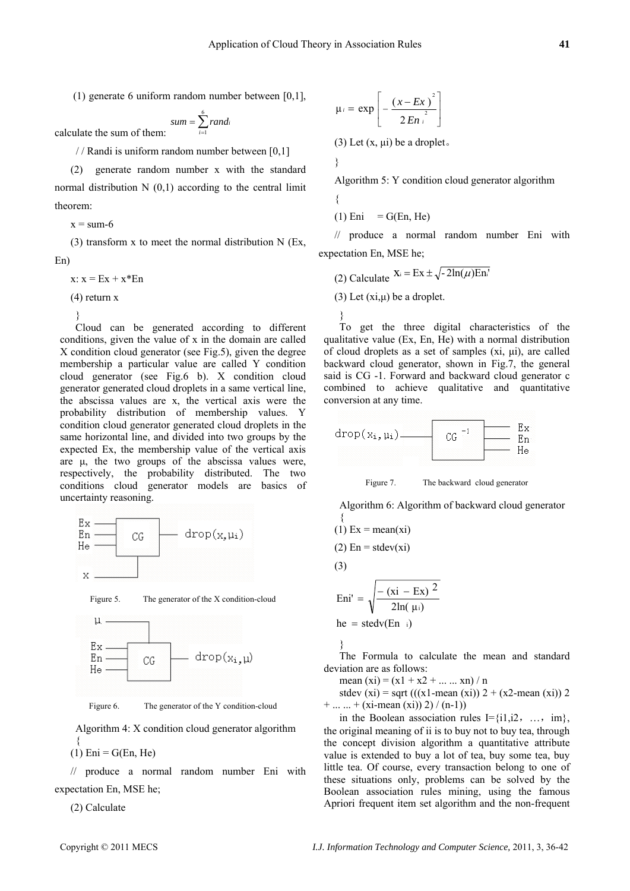(1) generate 6 uniform random number between [0,1], calculate the sum of them: $sum = \sum_{i=1}^{6} rand_i$

/ / Randi is uniform random number between [0,1]

(2) generate random number x with the standard normal distribution N (0,1) according to the central limit theorem:

x = sum-6

(3) transform x to meet the normal distribution N (Ex, En)

x: x = Ex + x*En

(4) return x

}

Cloud can be generated according to different conditions, given the value of x in the domain are called X condition cloud generator (see Fig.5), given the degree membership a particular value are called Y condition cloud generator (see Fig.6 b). X condition cloud generator generated cloud droplets in a same vertical line, the abscissa values are x, the vertical axis were the probability distribution of membership values. Y condition cloud generator generated cloud droplets in the same horizontal line, and divided into two groups by the expected Ex, the membership value of the vertical axis are μ, the two groups of the abscissa values were, respectively, the probability distributed. The two conditions cloud generator models are basics of uncertainty reasoning.

Figure 5. The generator of the X condition-cloud

Figure 6. The generator of the Y condition-cloud

Algorithm 4: X condition cloud generator algorithm

{

(1) Eni = G(En, He)

// produce a normal random number Eni with expectation En, MSE he;

(2) Calculate

$$\mu_i = \exp\left[-\frac{(x - Ex)^2}{2En_i^2}\right]$$

(3) Let (x, μi) be a droplet。

}

Algorithm 5: Y condition cloud generator algorithm

{

(1) Eni = G(En, He)

// produce a normal random number Eni with expectation En, MSE he;

(2) Calculate $x_i = Ex \pm \sqrt{-2\ln(\mu)}En_i'$

(3) Let (xi,μ) be a droplet.

}

To get the three digital characteristics of the qualitative value (Ex, En, He) with a normal distribution of cloud droplets as a set of samples (xi, μi), are called backward cloud generator, shown in Fig.7, the general said is CG -1. Forward and backward cloud generator c combined to achieve qualitative and quantitative conversion at any time.

Figure 7. The backward cloud generator

Algorithm 6: Algorithm of backward cloud generator

{

(1) Ex = mean(xi)

(2) En = stdev(xi)

(3)

$$Eni' = \sqrt{\frac{-(xi - Ex)^2}{2\ln(\mu_i)}}$$

$$he = stedv(En_i)$$

}

The Formula to calculate the mean and standard deviation are as follows:

mean (xi) = (x1 + x2 + ... ... xn) / n

stdev (xi) = sqrt (((x1-mean (xi)) 2 + (x2-mean (xi)) 2 + ... ... + (xi-mean (xi)) 2) / (n-1))

in the Boolean association rules I={i1,i2，…，im}, the original meaning of ii is to buy not to buy tea, through the concept division algorithm a quantitative attribute value is extended to buy a lot of tea, buy some tea, buy little tea. Of course, every transaction belong to one of these situations only, problems can be solved by the Boolean association rules mining, using the famous Apriori frequent item set algorithm and the non-frequent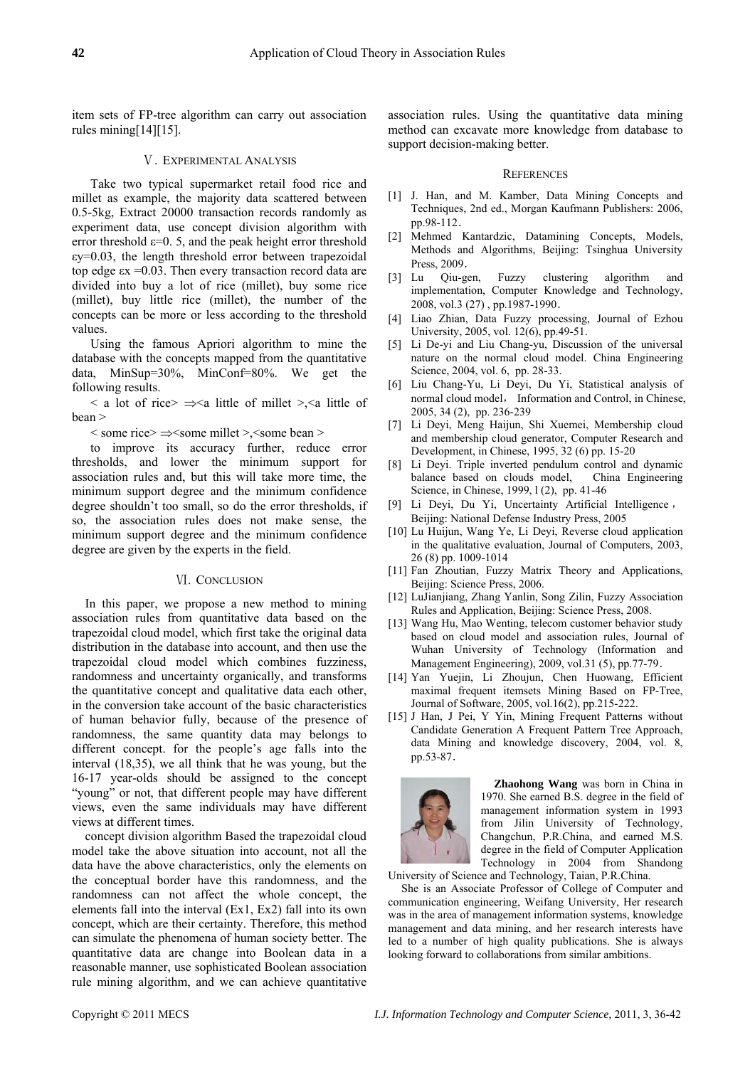item sets of FP-tree algorithm can carry out association rules mining[14][15].

## V. Experimental Analysis

Take two typical supermarket retail food rice and millet as example, the majority data scattered between 0.5-5kg, Extract 20000 transaction records randomly as experiment data, use concept division algorithm with error threshold $\varepsilon$=0. 5, and the peak height error threshold $\varepsilon y$=0.03, the length threshold error between trapezoidal top edge $\varepsilon x$ =0.03. Then every transaction record data are divided into buy a lot of rice (millet), buy some rice (millet), buy little rice (millet), the number of the concepts can be more or less according to the threshold values.

Using the famous Apriori algorithm to mine the database with the concepts mapped from the quantitative data, MinSup=30%, MinConf=80%. We get the following results.

< a lot of rice> $\Rightarrow$<a little of millet >,<a little of bean >

< some rice> $\Rightarrow$<some millet >,<some bean >

to improve its accuracy further, reduce error thresholds, and lower the minimum support for association rules and, but this will take more time, the minimum support degree and the minimum confidence degree shouldn't too small, so do the error thresholds, if so, the association rules does not make sense, the minimum support degree and the minimum confidence degree are given by the experts in the field.

## VI. Conclusion

In this paper, we propose a new method to mining association rules from quantitative data based on the trapezoidal cloud model, which first take the original data distribution in the database into account, and then use the trapezoidal cloud model which combines fuzziness, randomness and uncertainty organically, and transforms the quantitative concept and qualitative data each other, in the conversion take account of the basic characteristics of human behavior fully, because of the presence of randomness, the same quantity data may belongs to different concept. for the people's age falls into the interval (18,35), we all think that he was young, but the 16-17 year-olds should be assigned to the concept "young" or not, that different people may have different views, even the same individuals may have different views at different times.

concept division algorithm Based the trapezoidal cloud model take the above situation into account, not all the data have the above characteristics, only the elements on the conceptual border have this randomness, and the randomness can not affect the whole concept, the elements fall into the interval (Ex1, Ex2) fall into its own concept, which are their certainty. Therefore, this method can simulate the phenomena of human society better. The quantitative data are change into Boolean data in a reasonable manner, use sophisticated Boolean association rule mining algorithm, and we can achieve quantitative association rules. Using the quantitative data mining method can excavate more knowledge from database to support decision-making better.

## References

[1] J. Han, and M. Kamber, Data Mining Concepts and Techniques, 2nd ed., Morgan Kaufmann Publishers: 2006, pp.98-112.

[2] Mehmed Kantardzic, Datamining Concepts, Models, Methods and Algorithms, Beijing: Tsinghua University Press, 2009.

[3] Lu Qiu-gen, Fuzzy clustering algorithm and implementation, Computer Knowledge and Technology, 2008, vol.3 (27) , pp.1987-1990.

[4] Liao Zhian, Data Fuzzy processing, Journal of Ezhou University, 2005, vol. 12(6), pp.49-51.

[5] Li De-yi and Liu Chang-yu, Discussion of the universal nature on the normal cloud model. China Engineering Science, 2004, vol. 6, pp. 28-33.

[6] Liu Chang-Yu, Li Deyi, Du Yi, Statistical analysis of normal cloud model, Information and Control, in Chinese, 2005, 34 (2), pp. 236-239

[7] Li Deyi, Meng Haijun, Shi Xuemei, Membership cloud and membership cloud generator, Computer Research and Development, in Chinese, 1995, 32 (6) pp. 15-20

[8] Li Deyi. Triple inverted pendulum control and dynamic balance based on clouds model, China Engineering Science, in Chinese, 1999, l (2), pp. 41-46

[9] Li Deyi, Du Yi, Uncertainty Artificial Intelligence, Beijing: National Defense Industry Press, 2005

[10] Lu Huijun, Wang Ye, Li Deyi, Reverse cloud application in the qualitative evaluation, Journal of Computers, 2003, 26 (8) pp. 1009-1014

[11] Fan Zhoutian, Fuzzy Matrix Theory and Applications, Beijing: Science Press, 2006.

[12] LuJianjiang, Zhang Yanlin, Song Zilin, Fuzzy Association Rules and Application, Beijing: Science Press, 2008.

[13] Wang Hu, Mao Wenting, telecom customer behavior study based on cloud model and association rules, Journal of Wuhan University of Technology (Information and Management Engineering), 2009, vol.31 (5), pp.77-79.

[14] Yan Yuejin, Li Zhoujun, Chen Huowang, Efficient maximal frequent itemsets Mining Based on FP-Tree, Journal of Software, 2005, vol.16(2), pp.215-222.

[15] J Han, J Pei, Y Yin, Mining Frequent Patterns without Candidate Generation A Frequent Pattern Tree Approach, data Mining and knowledge discovery, 2004, vol. 8, pp.53-87.

**Zhaohong Wang** was born in China in 1970. She earned B.S. degree in the field of management information system in 1993 from Jilin University of Technology, Changchun, P.R.China, and earned M.S. degree in the field of Computer Application Technology in 2004 from Shandong University of Science and Technology, Taian, P.R.China.

She is an Associate Professor of College of Computer and communication engineering, Weifang University, Her research was in the area of management information systems, knowledge management and data mining, and her research interests have led to a number of high quality publications. She is always looking forward to collaborations from similar ambitions.